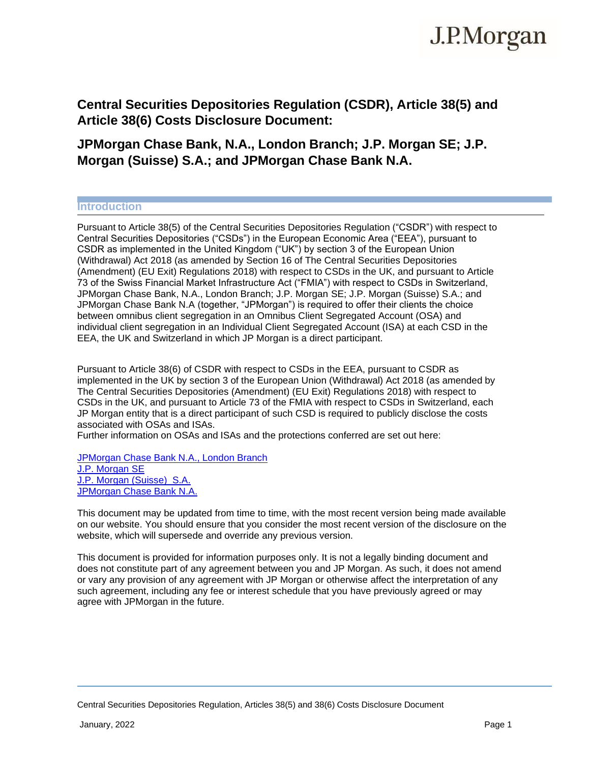# Central Securities Depositories Regulation (CSDR), Article 38(5) and Article 38(6) Costs Disclosure Document:

# JPMorgan Chase Bank, N.A., London Branch; J.P. Morgan SE; J.P. Morgan (Suisse) S.A.; and JPMorgan Chase Bank N.A.

## Introduction

Pursuant to Article 38(5) of the Central Securities Depositories Regulation ("CSDR") with respect to Central Securities Depositories ("CSDs") in the European Economic Area ("EEA"), pursuant to CSDR as implemented in the United Kingdom ("UK") by section 3 of the European Union (Withdrawal) Act 2018 (as amended by Section 16 of The Central Securities Depositories (Amendment) (EU Exit) Regulations 2018) with respect to CSDs in the UK, and pursuant to Article 73 of the Swiss Financial Market Infrastructure Act ("FMIA") with respect to CSDs in Switzerland, JPMorgan Chase Bank, N.A., London Branch; J.P. Morgan SE; J.P. Morgan (Suisse) S.A.; and JPMorgan Chase Bank N.A (together, "JPMorgan") is required to offer their clients the choice between omnibus client segregation in an Omnibus Client Segregated Account (OSA) and individual client segregation in an Individual Client Segregated Account (ISA) at each CSD in the EEA, the UK and Switzerland in which JP Morgan is a direct participant.

Pursuant to Article 38(6) of CSDR with respect to CSDs in the EEA, pursuant to CSDR as implemented in the UK by section 3 of the European Union (Withdrawal) Act 2018 (as amended by The Central Securities Depositories (Amendment) (EU Exit) Regulations 2018) with respect to CSDs in the UK, and pursuant to Article 73 of the FMIA with respect to CSDs in Switzerland, each JP Morgan entity that is a direct participant of such CSD is required to publicly disclose the costs associated with OSAs and ISAs.
Further information on OSAs and ISAs and the protections conferred are set out here:

JPMorgan Chase Bank N.A., London Branch
J.P. Morgan SE
J.P. Morgan (Suisse) S.A.
JPMorgan Chase Bank N.A.

This document may be updated from time to time, with the most recent version being made available on our website. You should ensure that you consider the most recent version of the disclosure on the website, which will supersede and override any previous version.

This document is provided for information purposes only. It is not a legally binding document and does not constitute part of any agreement between you and JP Morgan. As such, it does not amend or vary any provision of any agreement with JP Morgan or otherwise affect the interpretation of any such agreement, including any fee or interest schedule that you have previously agreed or may agree with JPMorgan in the future.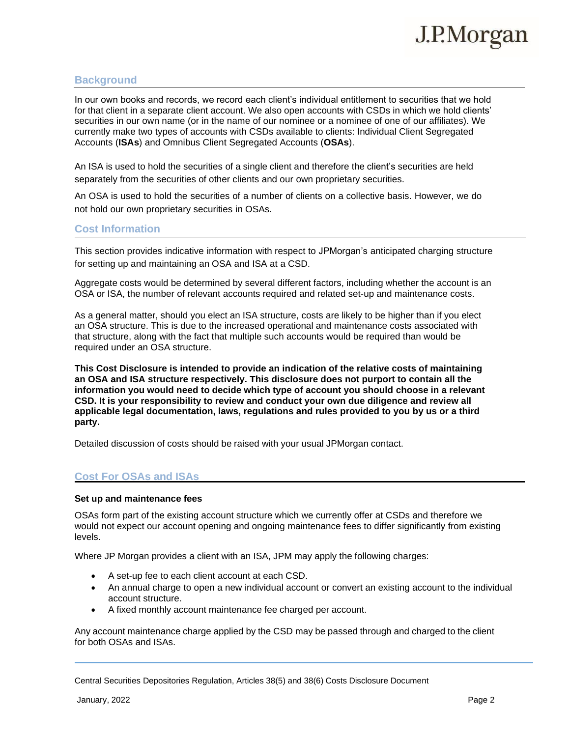## Background

In our own books and records, we record each client's individual entitlement to securities that we hold for that client in a separate client account. We also open accounts with CSDs in which we hold clients' securities in our own name (or in the name of our nominee or a nominee of one of our affiliates). We currently make two types of accounts with CSDs available to clients: Individual Client Segregated Accounts (**ISAs**) and Omnibus Client Segregated Accounts (**OSAs**).

An ISA is used to hold the securities of a single client and therefore the client's securities are held separately from the securities of other clients and our own proprietary securities.

An OSA is used to hold the securities of a number of clients on a collective basis. However, we do not hold our own proprietary securities in OSAs.

## Cost Information

This section provides indicative information with respect to JPMorgan's anticipated charging structure for setting up and maintaining an OSA and ISA at a CSD.

Aggregate costs would be determined by several different factors, including whether the account is an OSA or ISA, the number of relevant accounts required and related set-up and maintenance costs.

As a general matter, should you elect an ISA structure, costs are likely to be higher than if you elect an OSA structure. This is due to the increased operational and maintenance costs associated with that structure, along with the fact that multiple such accounts would be required than would be required under an OSA structure.

**This Cost Disclosure is intended to provide an indication of the relative costs of maintaining an OSA and ISA structure respectively. This disclosure does not purport to contain all the information you would need to decide which type of account you should choose in a relevant CSD. It is your responsibility to review and conduct your own due diligence and review all applicable legal documentation, laws, regulations and rules provided to you by us or a third party.**

Detailed discussion of costs should be raised with your usual JPMorgan contact.

## Cost For OSAs and ISAs

**Set up and maintenance fees**

OSAs form part of the existing account structure which we currently offer at CSDs and therefore we would not expect our account opening and ongoing maintenance fees to differ significantly from existing levels.

Where JP Morgan provides a client with an ISA, JPM may apply the following charges:

- A set-up fee to each client account at each CSD.
- An annual charge to open a new individual account or convert an existing account to the individual account structure.
- A fixed monthly account maintenance fee charged per account.

Any account maintenance charge applied by the CSD may be passed through and charged to the client for both OSAs and ISAs.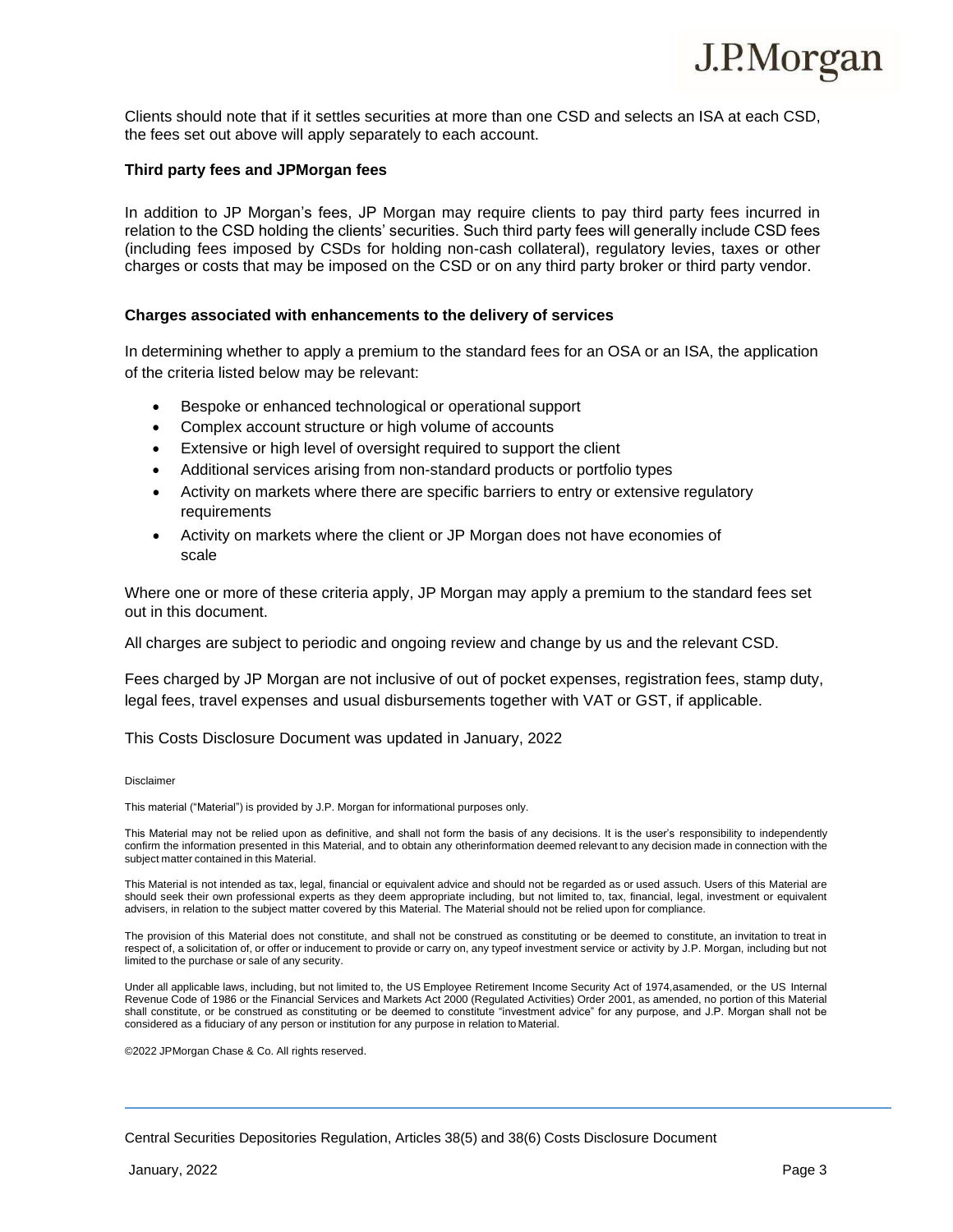Clients should note that if it settles securities at more than one CSD and selects an ISA at each CSD, the fees set out above will apply separately to each account.

### Third party fees and JPMorgan fees

In addition to JP Morgan's fees, JP Morgan may require clients to pay third party fees incurred in relation to the CSD holding the clients' securities. Such third party fees will generally include CSD fees (including fees imposed by CSDs for holding non-cash collateral), regulatory levies, taxes or other charges or costs that may be imposed on the CSD or on any third party broker or third party vendor.

### Charges associated with enhancements to the delivery of services

In determining whether to apply a premium to the standard fees for an OSA or an ISA, the application of the criteria listed below may be relevant:

- Bespoke or enhanced technological or operational support
- Complex account structure or high volume of accounts
- Extensive or high level of oversight required to support the client
- Additional services arising from non-standard products or portfolio types
- Activity on markets where there are specific barriers to entry or extensive regulatory requirements
- Activity on markets where the client or JP Morgan does not have economies of scale

Where one or more of these criteria apply, JP Morgan may apply a premium to the standard fees set out in this document.

All charges are subject to periodic and ongoing review and change by us and the relevant CSD.

Fees charged by JP Morgan are not inclusive of out of pocket expenses, registration fees, stamp duty, legal fees, travel expenses and usual disbursements together with VAT or GST, if applicable.

This Costs Disclosure Document was updated in January, 2022

Disclaimer

This material ("Material") is provided by J.P. Morgan for informational purposes only.

This Material may not be relied upon as definitive, and shall not form the basis of any decisions. It is the user's responsibility to independently confirm the information presented in this Material, and to obtain any otherinformation deemed relevant to any decision made in connection with the subject matter contained in this Material.

This Material is not intended as tax, legal, financial or equivalent advice and should not be regarded as or used assuch. Users of this Material are should seek their own professional experts as they deem appropriate including, but not limited to, tax, financial, legal, investment or equivalent advisers, in relation to the subject matter covered by this Material. The Material should not be relied upon for compliance.

The provision of this Material does not constitute, and shall not be construed as constituting or be deemed to constitute, an invitation to treat in respect of, a solicitation of, or offer or inducement to provide or carry on, any typeof investment service or activity by J.P. Morgan, including but not limited to the purchase or sale of any security.

Under all applicable laws, including, but not limited to, the US Employee Retirement Income Security Act of 1974,asamended, or the US Internal Revenue Code of 1986 or the Financial Services and Markets Act 2000 (Regulated Activities) Order 2001, as amended, no portion of this Material shall constitute, or be construed as constituting or be deemed to constitute "investment advice" for any purpose, and J.P. Morgan shall not be considered as a fiduciary of any person or institution for any purpose in relation to Material.

©2022 JPMorgan Chase & Co. All rights reserved.